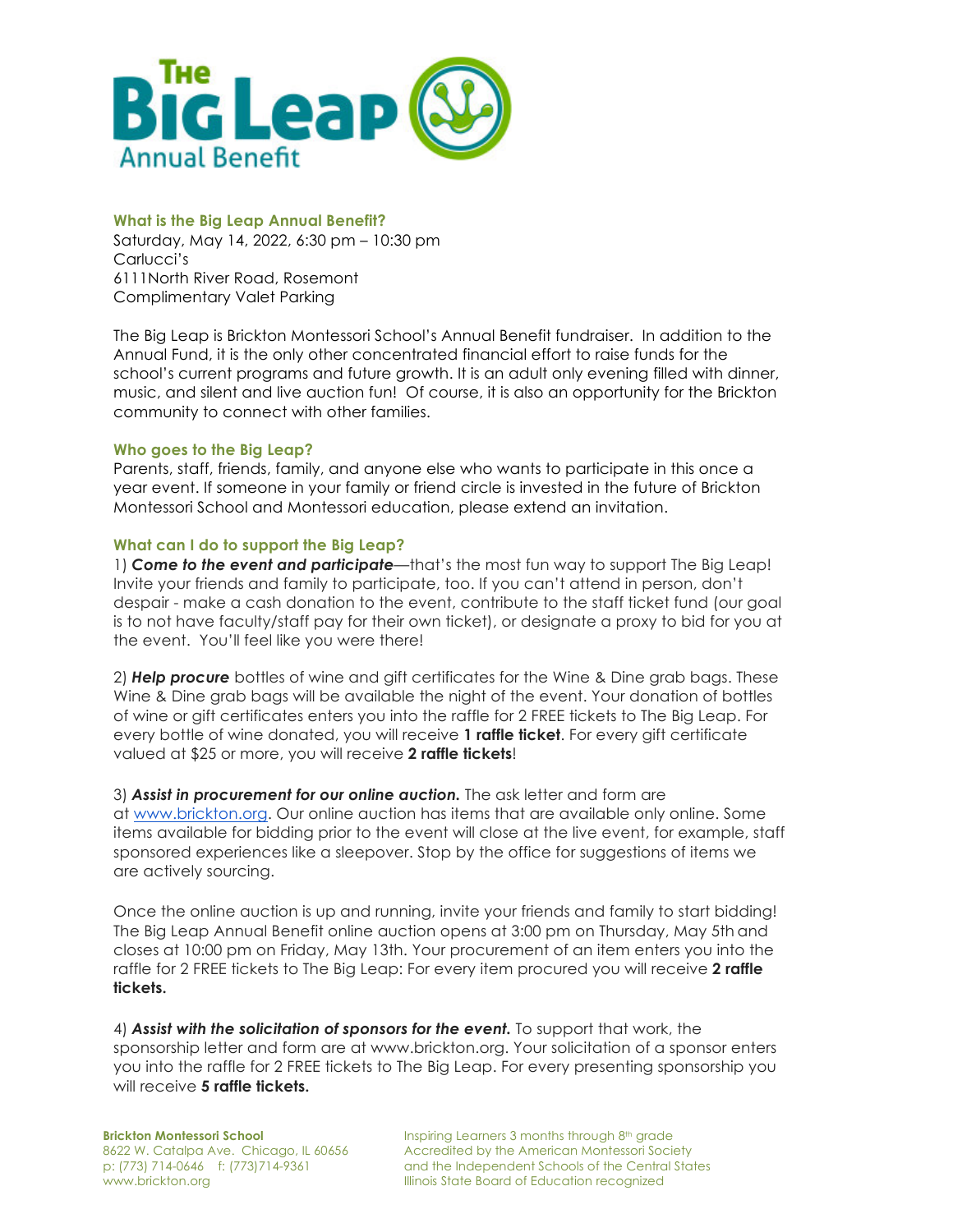# The Big Leap Annual Benefit

### What is the Big Leap Annual Benefit?

Saturday, May 14, 2022, 6:30 pm – 10:30 pm
Carlucci's
6111North River Road, Rosemont
Complimentary Valet Parking

The Big Leap is Brickton Montessori School's Annual Benefit fundraiser. In addition to the Annual Fund, it is the only other concentrated financial effort to raise funds for the school's current programs and future growth. It is an adult only evening filled with dinner, music, and silent and live auction fun! Of course, it is also an opportunity for the Brickton community to connect with other families.

### Who goes to the Big Leap?

Parents, staff, friends, family, and anyone else who wants to participate in this once a year event. If someone in your family or friend circle is invested in the future of Brickton Montessori School and Montessori education, please extend an invitation.

### What can I do to support the Big Leap?

1) ***Come to the event and participate***—that's the most fun way to support The Big Leap! Invite your friends and family to participate, too. If you can't attend in person, don't despair - make a cash donation to the event, contribute to the staff ticket fund (our goal is to not have faculty/staff pay for their own ticket), or designate a proxy to bid for you at the event. You'll feel like you were there!

2) ***Help procure*** bottles of wine and gift certificates for the Wine & Dine grab bags. These Wine & Dine grab bags will be available the night of the event. Your donation of bottles of wine or gift certificates enters you into the raffle for 2 FREE tickets to The Big Leap. For every bottle of wine donated, you will receive **1 raffle ticket**. For every gift certificate valued at $25 or more, you will receive **2 raffle tickets**!

3) ***Assist in procurement for our online auction.*** The ask letter and form are at [www.brickton.org](www.brickton.org). Our online auction has items that are available only online. Some items available for bidding prior to the event will close at the live event, for example, staff sponsored experiences like a sleepover. Stop by the office for suggestions of items we are actively sourcing.

Once the online auction is up and running, invite your friends and family to start bidding! The Big Leap Annual Benefit online auction opens at 3:00 pm on Thursday, May 5th and closes at 10:00 pm on Friday, May 13th. Your procurement of an item enters you into the raffle for 2 FREE tickets to The Big Leap: For every item procured you will receive **2 raffle tickets.**

4) ***Assist with the solicitation of sponsors for the event.*** To support that work, the sponsorship letter and form are at www.brickton.org. Your solicitation of a sponsor enters you into the raffle for 2 FREE tickets to The Big Leap. For every presenting sponsorship you will receive **5 raffle tickets.**

**Brickton Montessori School**
8622 W. Catalpa Ave. Chicago, IL 60656
p: (773) 714-0646 f: (773)714-9361
www.brickton.org

Inspiring Learners 3 months through 8th grade
Accredited by the American Montessori Society
and the Independent Schools of the Central States
Illinois State Board of Education recognized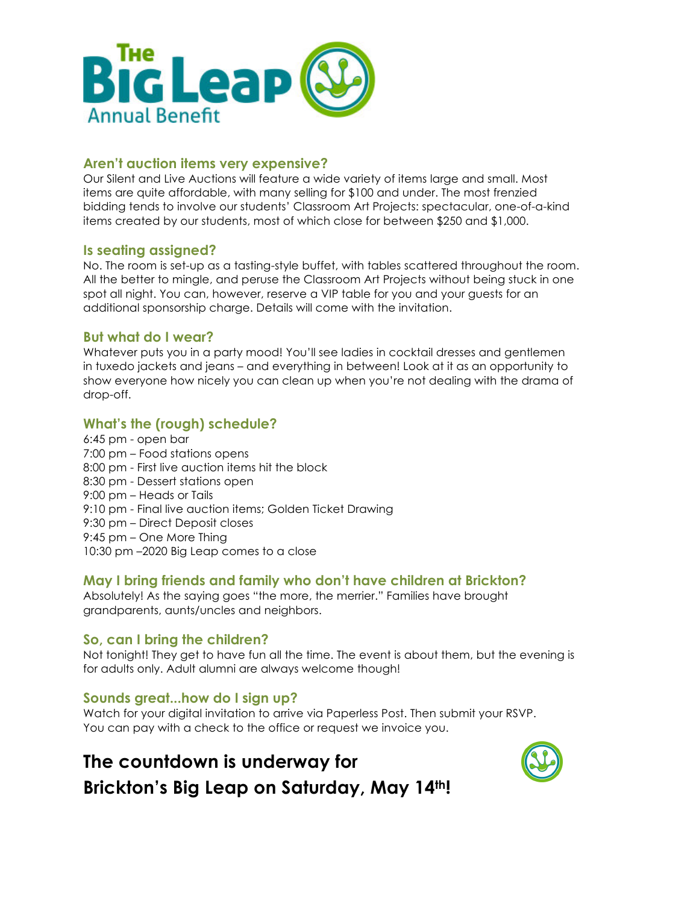# The Big Leap Annual Benefit

### Aren't auction items very expensive?

Our Silent and Live Auctions will feature a wide variety of items large and small. Most items are quite affordable, with many selling for $100 and under. The most frenzied bidding tends to involve our students' Classroom Art Projects: spectacular, one-of-a-kind items created by our students, most of which close for between $250 and $1,000.

### Is seating assigned?

No. The room is set-up as a tasting-style buffet, with tables scattered throughout the room. All the better to mingle, and peruse the Classroom Art Projects without being stuck in one spot all night. You can, however, reserve a VIP table for you and your guests for an additional sponsorship charge. Details will come with the invitation.

### But what do I wear?

Whatever puts you in a party mood! You'll see ladies in cocktail dresses and gentlemen in tuxedo jackets and jeans – and everything in between! Look at it as an opportunity to show everyone how nicely you can clean up when you're not dealing with the drama of drop-off.

### What's the (rough) schedule?

6:45 pm - open bar
7:00 pm – Food stations opens
8:00 pm - First live auction items hit the block
8:30 pm - Dessert stations open
9:00 pm – Heads or Tails
9:10 pm - Final live auction items; Golden Ticket Drawing
9:30 pm – Direct Deposit closes
9:45 pm – One More Thing
10:30 pm –2020 Big Leap comes to a close

### May I bring friends and family who don't have children at Brickton?

Absolutely! As the saying goes "the more, the merrier." Families have brought grandparents, aunts/uncles and neighbors.

### So, can I bring the children?

Not tonight! They get to have fun all the time. The event is about them, but the evening is for adults only. Adult alumni are always welcome though!

### Sounds great...how do I sign up?

Watch for your digital invitation to arrive via Paperless Post. Then submit your RSVP. You can pay with a check to the office or request we invoice you.

## The countdown is underway for Brickton's Big Leap on Saturday, May 14th!